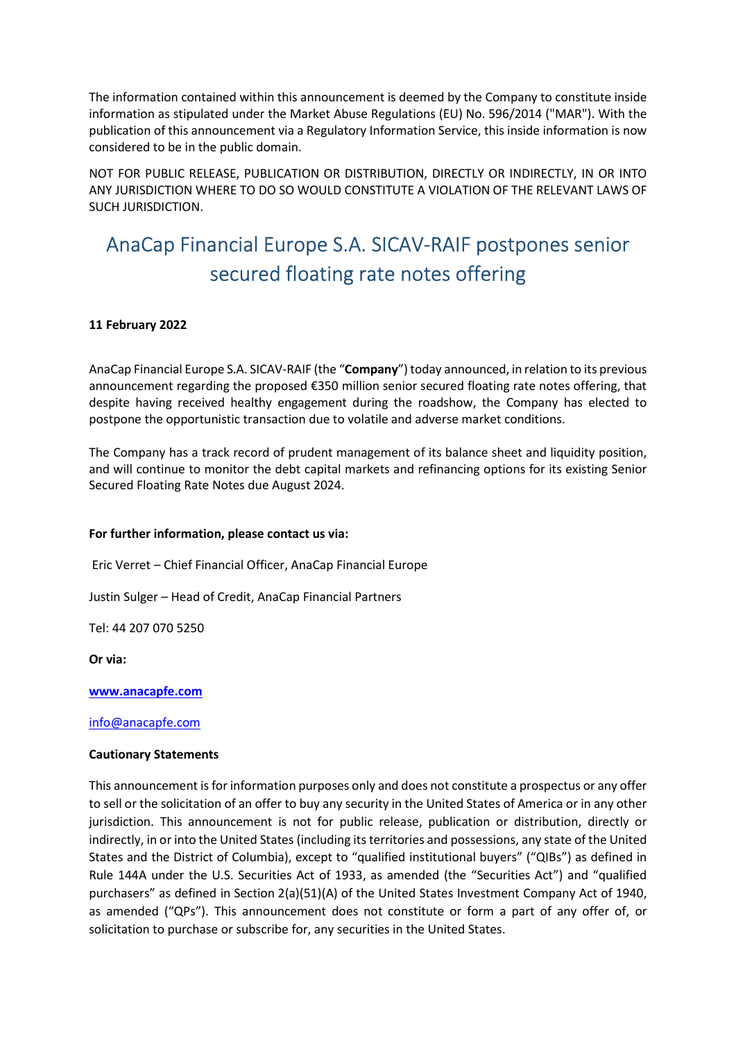The information contained within this announcement is deemed by the Company to constitute inside information as stipulated under the Market Abuse Regulations (EU) No. 596/2014 ("MAR"). With the publication of this announcement via a Regulatory Information Service, this inside information is now considered to be in the public domain.

NOT FOR PUBLIC RELEASE, PUBLICATION OR DISTRIBUTION, DIRECTLY OR INDIRECTLY, IN OR INTO ANY JURISDICTION WHERE TO DO SO WOULD CONSTITUTE A VIOLATION OF THE RELEVANT LAWS OF SUCH JURISDICTION.

# AnaCap Financial Europe S.A. SICAV-RAIF postpones senior secured floating rate notes offering

**11 February 2022**

AnaCap Financial Europe S.A. SICAV-RAIF (the "**Company**") today announced, in relation to its previous announcement regarding the proposed €350 million senior secured floating rate notes offering, that despite having received healthy engagement during the roadshow, the Company has elected to postpone the opportunistic transaction due to volatile and adverse market conditions.

The Company has a track record of prudent management of its balance sheet and liquidity position, and will continue to monitor the debt capital markets and refinancing options for its existing Senior Secured Floating Rate Notes due August 2024.

**For further information, please contact us via:**

Eric Verret – Chief Financial Officer, AnaCap Financial Europe

Justin Sulger – Head of Credit, AnaCap Financial Partners

Tel: 44 207 070 5250

**Or via:**

**[www.anacapfe.com](www.anacapfe.com)**

[info@anacapfe.com](mailto:info@anacapfe.com)

**Cautionary Statements**

This announcement is for information purposes only and does not constitute a prospectus or any offer to sell or the solicitation of an offer to buy any security in the United States of America or in any other jurisdiction. This announcement is not for public release, publication or distribution, directly or indirectly, in or into the United States (including its territories and possessions, any state of the United States and the District of Columbia), except to "qualified institutional buyers" ("QIBs") as defined in Rule 144A under the U.S. Securities Act of 1933, as amended (the "Securities Act") and "qualified purchasers" as defined in Section 2(a)(51)(A) of the United States Investment Company Act of 1940, as amended ("QPs"). This announcement does not constitute or form a part of any offer of, or solicitation to purchase or subscribe for, any securities in the United States.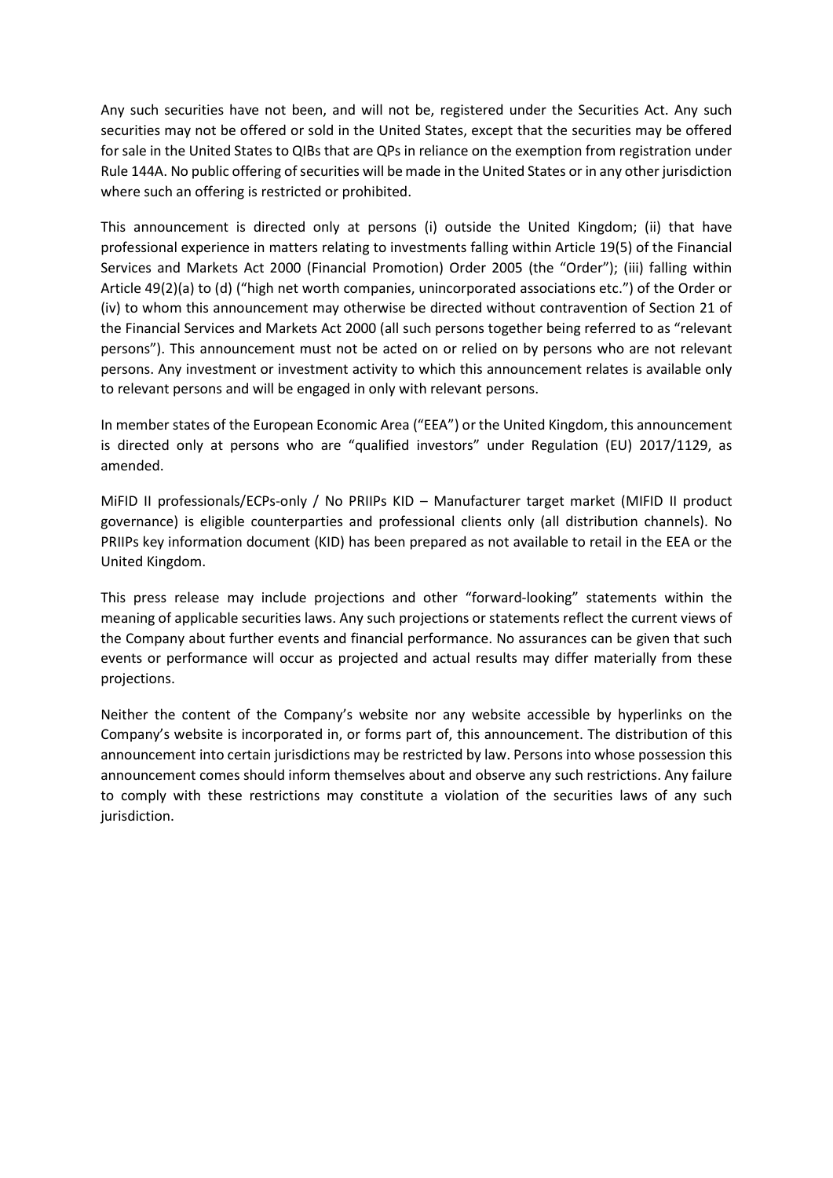Any such securities have not been, and will not be, registered under the Securities Act. Any such securities may not be offered or sold in the United States, except that the securities may be offered for sale in the United States to QIBs that are QPs in reliance on the exemption from registration under Rule 144A. No public offering of securities will be made in the United States or in any other jurisdiction where such an offering is restricted or prohibited.

This announcement is directed only at persons (i) outside the United Kingdom; (ii) that have professional experience in matters relating to investments falling within Article 19(5) of the Financial Services and Markets Act 2000 (Financial Promotion) Order 2005 (the "Order"); (iii) falling within Article 49(2)(a) to (d) ("high net worth companies, unincorporated associations etc.") of the Order or (iv) to whom this announcement may otherwise be directed without contravention of Section 21 of the Financial Services and Markets Act 2000 (all such persons together being referred to as "relevant persons"). This announcement must not be acted on or relied on by persons who are not relevant persons. Any investment or investment activity to which this announcement relates is available only to relevant persons and will be engaged in only with relevant persons.

In member states of the European Economic Area ("EEA") or the United Kingdom, this announcement is directed only at persons who are "qualified investors" under Regulation (EU) 2017/1129, as amended.

MiFID II professionals/ECPs-only / No PRIIPs KID – Manufacturer target market (MIFID II product governance) is eligible counterparties and professional clients only (all distribution channels). No PRIIPs key information document (KID) has been prepared as not available to retail in the EEA or the United Kingdom.

This press release may include projections and other "forward-looking" statements within the meaning of applicable securities laws. Any such projections or statements reflect the current views of the Company about further events and financial performance. No assurances can be given that such events or performance will occur as projected and actual results may differ materially from these projections.

Neither the content of the Company's website nor any website accessible by hyperlinks on the Company's website is incorporated in, or forms part of, this announcement. The distribution of this announcement into certain jurisdictions may be restricted by law. Persons into whose possession this announcement comes should inform themselves about and observe any such restrictions. Any failure to comply with these restrictions may constitute a violation of the securities laws of any such jurisdiction.